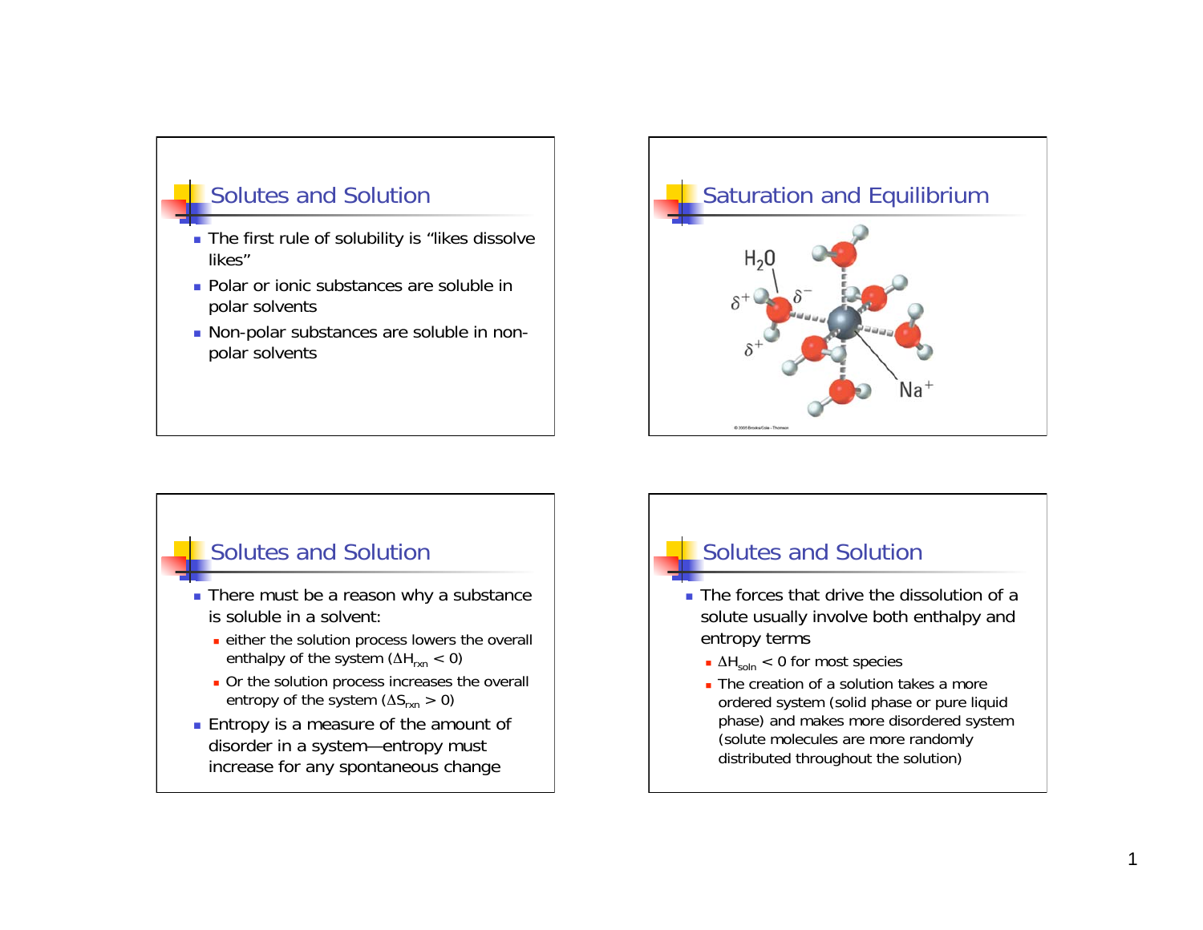## Solutes and Solution

- The first rule of solubility is “likes dissolve likes”
- Polar or ionic substances are soluble in polar solvents
- Non-polar substances are soluble in non-polar solvents

## Saturation and Equilibrium

$H_2O$

$\delta^+$ $\delta^-$

$\delta^+$

$Na^+$

© 2005 Brooks/Cole - Thomson

## Solutes and Solution

- There must be a reason why a substance is soluble in a solvent:
  - either the solution process lowers the overall enthalpy of the system ($\Delta H_{rxn} < 0$)
  - Or the solution process increases the overall entropy of the system ($\Delta S_{rxn} > 0$)
- Entropy is a measure of the amount of disorder in a system—entropy must increase for any spontaneous change

## Solutes and Solution

- The forces that drive the dissolution of a solute usually involve both enthalpy and entropy terms
  - $\Delta H_{soln} < 0$ for most species
  - The creation of a solution takes a more ordered system (solid phase or pure liquid phase) and makes more disordered system (solute molecules are more randomly distributed throughout the solution)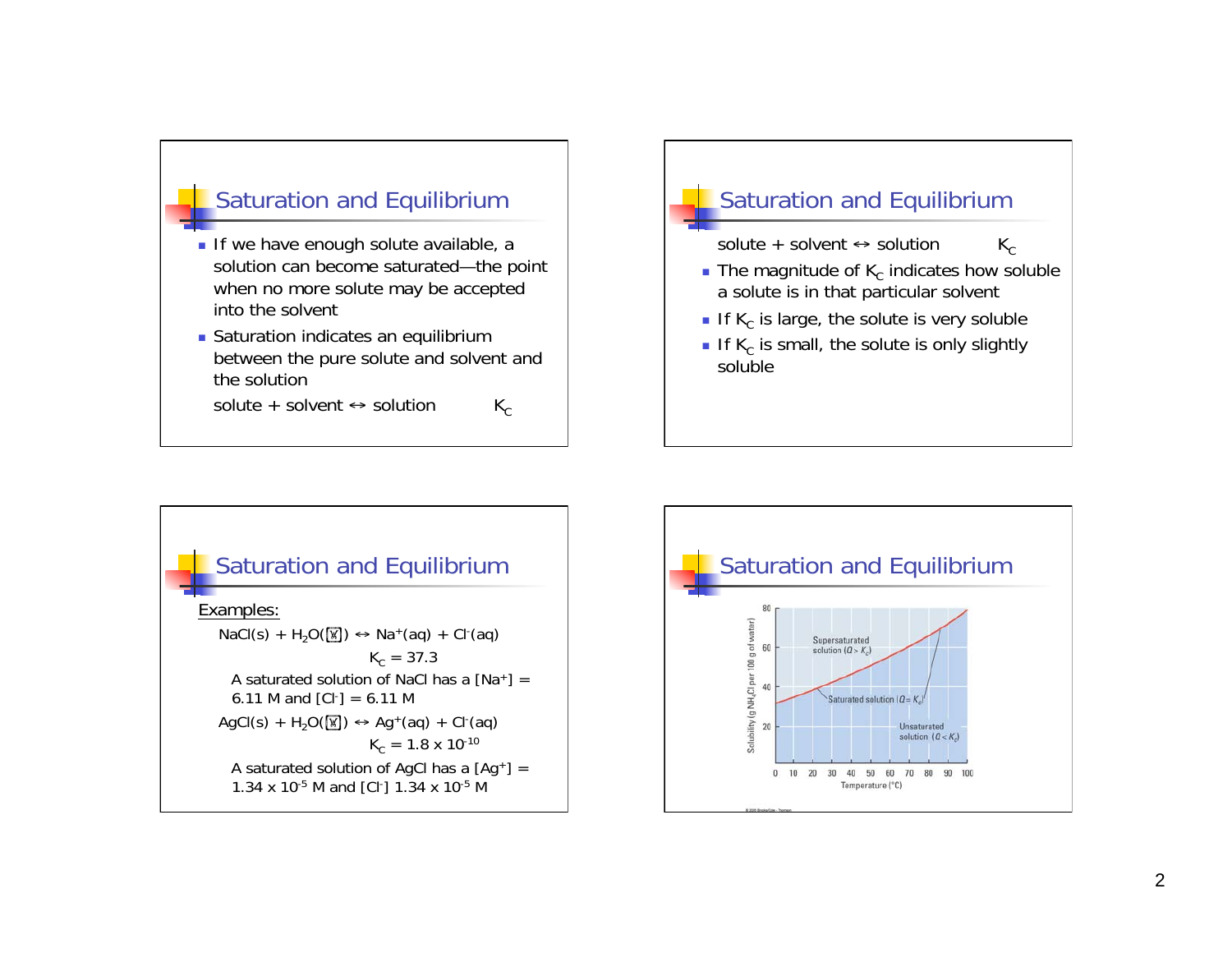## Saturation and Equilibrium

- If we have enough solute available, a solution can become saturated—the point when no more solute may be accepted into the solvent
- Saturation indicates an equilibrium between the pure solute and solvent and the solution

solute + solvent ↔ solution $K_C$

## Saturation and Equilibrium

solute + solvent ↔ solution $K_C$

- The magnitude of $K_C$ indicates how soluble a solute is in that particular solvent
- If $K_C$ is large, the solute is very soluble
- If $K_C$ is small, the solute is only slightly soluble

## Saturation and Equilibrium

Examples:

$NaCl(s) + H_2O(l) \leftrightarrow Na^+(aq) + Cl^-(aq)$

$K_C = 37.3$

A saturated solution of NaCl has a $[Na^+] = 6.11$ M and $[Cl^-] = 6.11$ M

$AgCl(s) + H_2O(l) \leftrightarrow Ag^+(aq) + Cl^-(aq)$

$K_C = 1.8 \times 10^{-10}$

A saturated solution of AgCl has a $[Ag^+] = 1.34 \times 10^{-5}$ M and $[Cl^-]$ $1.34 \times 10^{-5}$ M

## Saturation and Equilibrium

Solubility (g $NH_4Cl$ per 100 g of water) vs. Temperature (°C): Supersaturated solution ($Q > K_c$); Saturated solution ($Q = K_c$); Unsaturated solution ($Q < K_c$)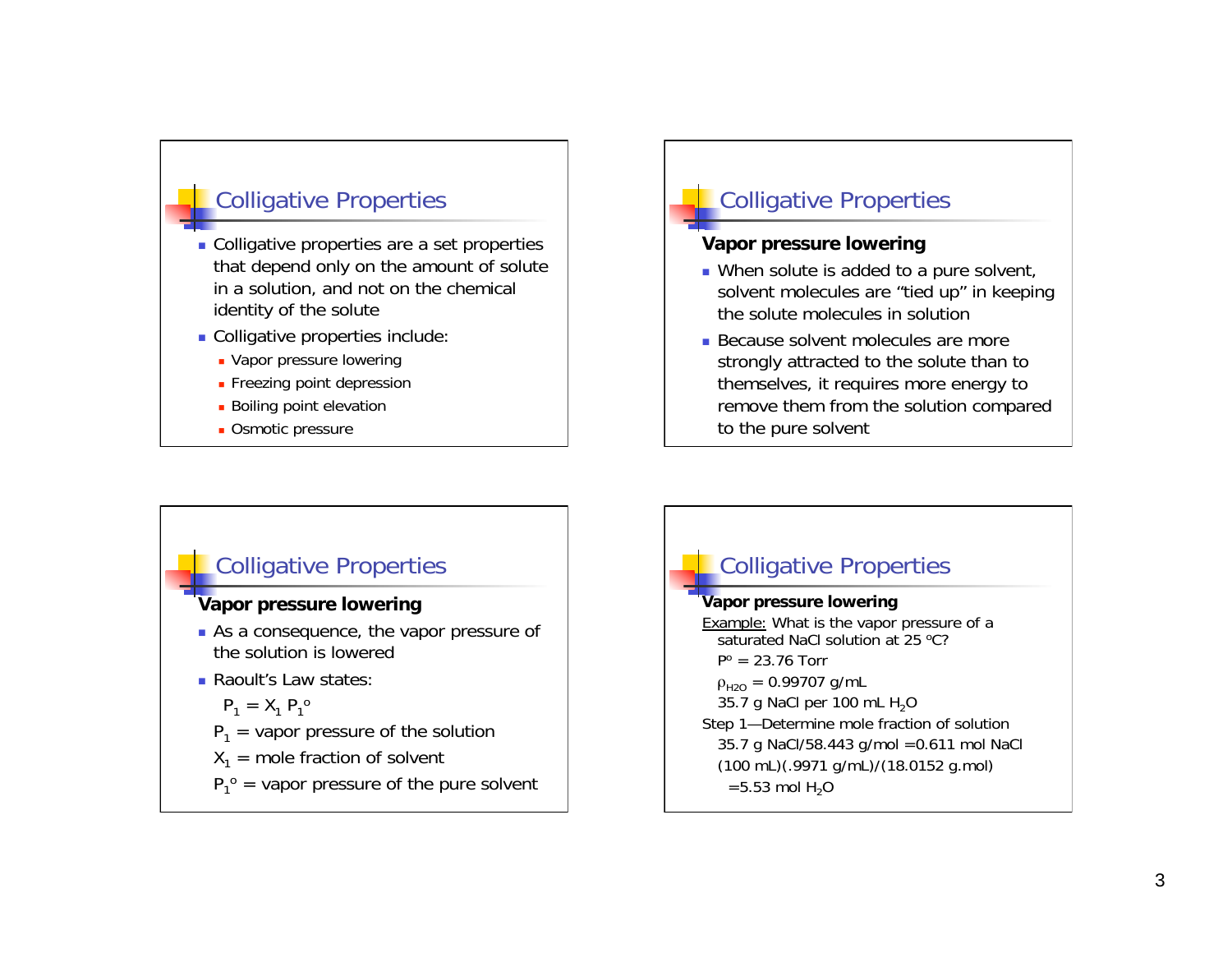## Colligative Properties

- Colligative properties are a set properties that depend only on the amount of solute in a solution, and not on the chemical identity of the solute
- Colligative properties include:
  - Vapor pressure lowering
  - Freezing point depression
  - Boiling point elevation
  - Osmotic pressure

## Colligative Properties

**Vapor pressure lowering**

- When solute is added to a pure solvent, solvent molecules are "tied up" in keeping the solute molecules in solution
- Because solvent molecules are more strongly attracted to the solute than to themselves, it requires more energy to remove them from the solution compared to the pure solvent

## Colligative Properties

**Vapor pressure lowering**

- As a consequence, the vapor pressure of the solution is lowered
- Raoult's Law states:

  $P_1 = X_1 P_1^o$

  $P_1$ = vapor pressure of the solution

  $X_1$ = mole fraction of solvent

  $P_1^o$ = vapor pressure of the pure solvent

## Colligative Properties

**Vapor pressure lowering**

Example: What is the vapor pressure of a saturated NaCl solution at 25 °C?

$P^o$ = 23.76 Torr

$\rho_{H2O}$ = 0.99707 g/mL

35.7 g NaCl per 100 mL $H_2O$

Step 1—Determine mole fraction of solution

35.7 g NaCl/58.443 g/mol =0.611 mol NaCl

(100 mL)(.9971 g/mL)/(18.0152 g.mol)

=5.53 mol $H_2O$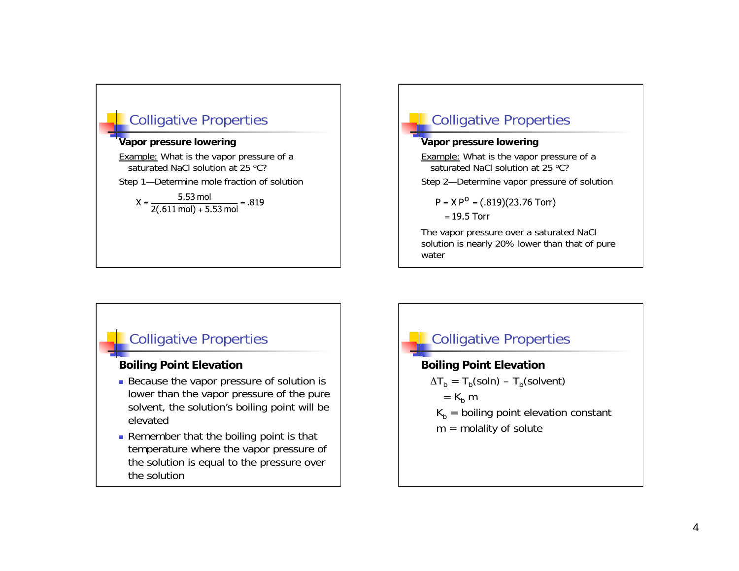## Colligative Properties

**Vapor pressure lowering**

Example: What is the vapor pressure of a saturated NaCl solution at 25 °C?

Step 1—Determine mole fraction of solution

$$X = \frac{5.53\text{ mol}}{2(.611\text{ mol}) + 5.53\text{ mol}} = .819$$

## Colligative Properties

**Vapor pressure lowering**

Example: What is the vapor pressure of a saturated NaCl solution at 25 °C?

Step 2—Determine vapor pressure of solution

$$P = X\,P^{o} = (.819)(23.76\text{ Torr})$$

$$= 19.5\text{ Torr}$$

The vapor pressure over a saturated NaCl solution is nearly 20% lower than that of pure water

## Colligative Properties

**Boiling Point Elevation**

- Because the vapor pressure of solution is lower than the vapor pressure of the pure solvent, the solution's boiling point will be elevated
- Remember that the boiling point is that temperature where the vapor pressure of the solution is equal to the pressure over the solution

## Colligative Properties

**Boiling Point Elevation**

$\Delta T_b = T_b(\text{soln}) - T_b(\text{solvent})$

$= K_b\, m$

$K_b$ = boiling point elevation constant

$m$ = molality of solute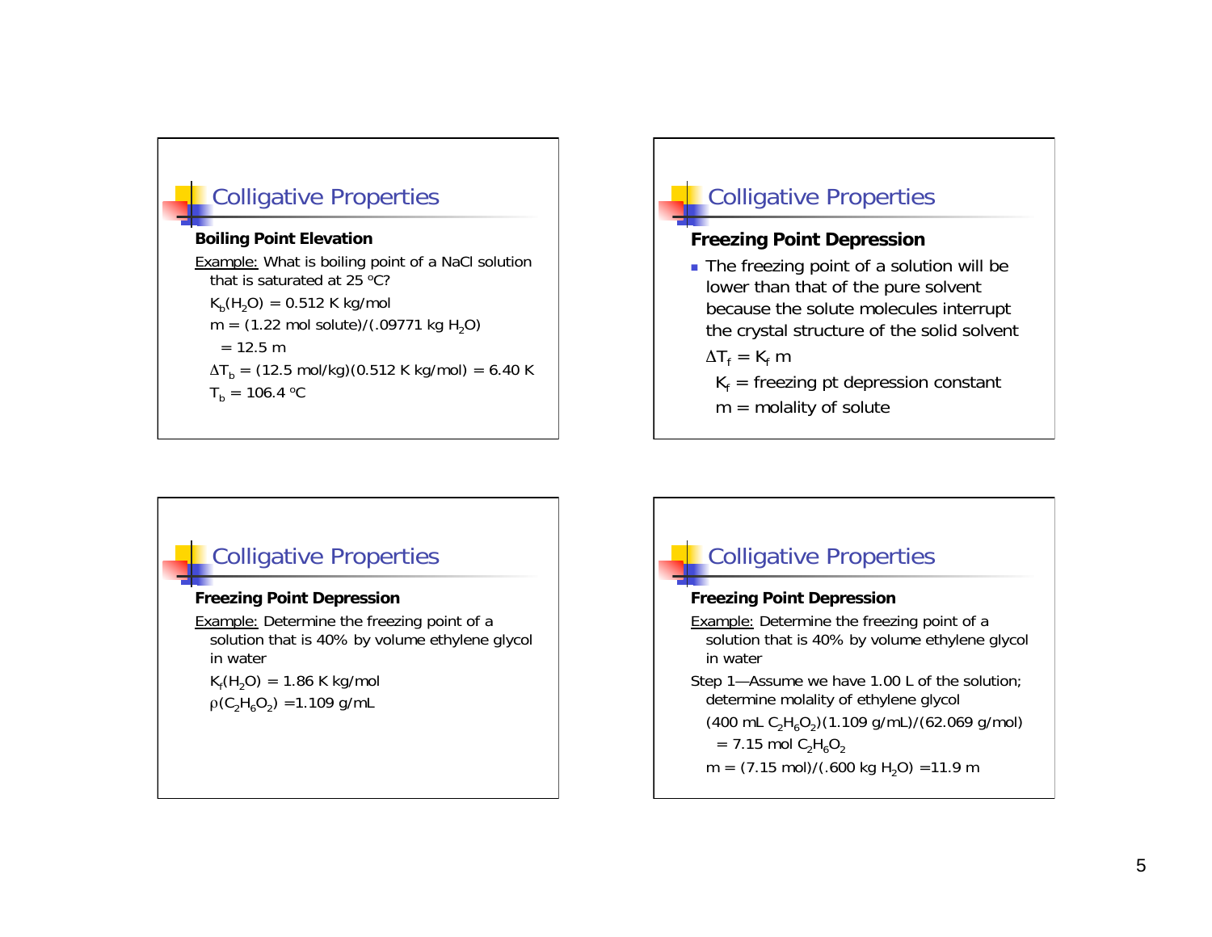## Colligative Properties

**Boiling Point Elevation**

Example: What is boiling point of a NaCl solution that is saturated at 25 ºC?

$K_b(H_2O) = 0.512$ K kg/mol

m = (1.22 mol solute)/(.09771 kg $H_2O$)

= 12.5 m

$\Delta T_b$ = (12.5 mol/kg)(0.512 K kg/mol) = 6.40 K

$T_b$ = 106.4 ºC

## Colligative Properties

**Freezing Point Depression**

- The freezing point of a solution will be lower than that of the pure solvent because the solute molecules interrupt the crystal structure of the solid solvent

$\Delta T_f = K_f\, m$

$K_f$ = freezing pt depression constant

m = molality of solute

## Colligative Properties

**Freezing Point Depression**

Example: Determine the freezing point of a solution that is 40% by volume ethylene glycol in water

$K_f(H_2O) = 1.86$ K kg/mol

$\rho(C_2H_6O_2)$ =1.109 g/mL

## Colligative Properties

**Freezing Point Depression**

Example: Determine the freezing point of a solution that is 40% by volume ethylene glycol in water

Step 1—Assume we have 1.00 L of the solution; determine molality of ethylene glycol

(400 mL $C_2H_6O_2$)(1.109 g/mL)/(62.069 g/mol)

= 7.15 mol $C_2H_6O_2$

m = (7.15 mol)/(.600 kg $H_2O$) =11.9 m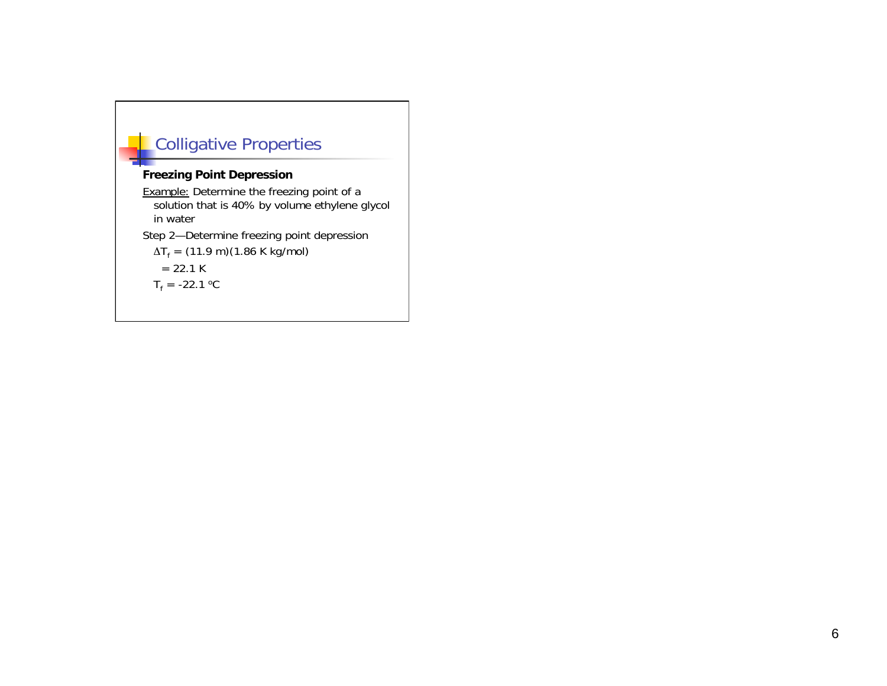## Colligative Properties

**Freezing Point Depression**

Example: Determine the freezing point of a solution that is 40% by volume ethylene glycol in water

Step 2—Determine freezing point depression

$\Delta T_f$ = (11.9 m)(1.86 K kg/mol)

= 22.1 K

$T_f$ = -22.1 °C